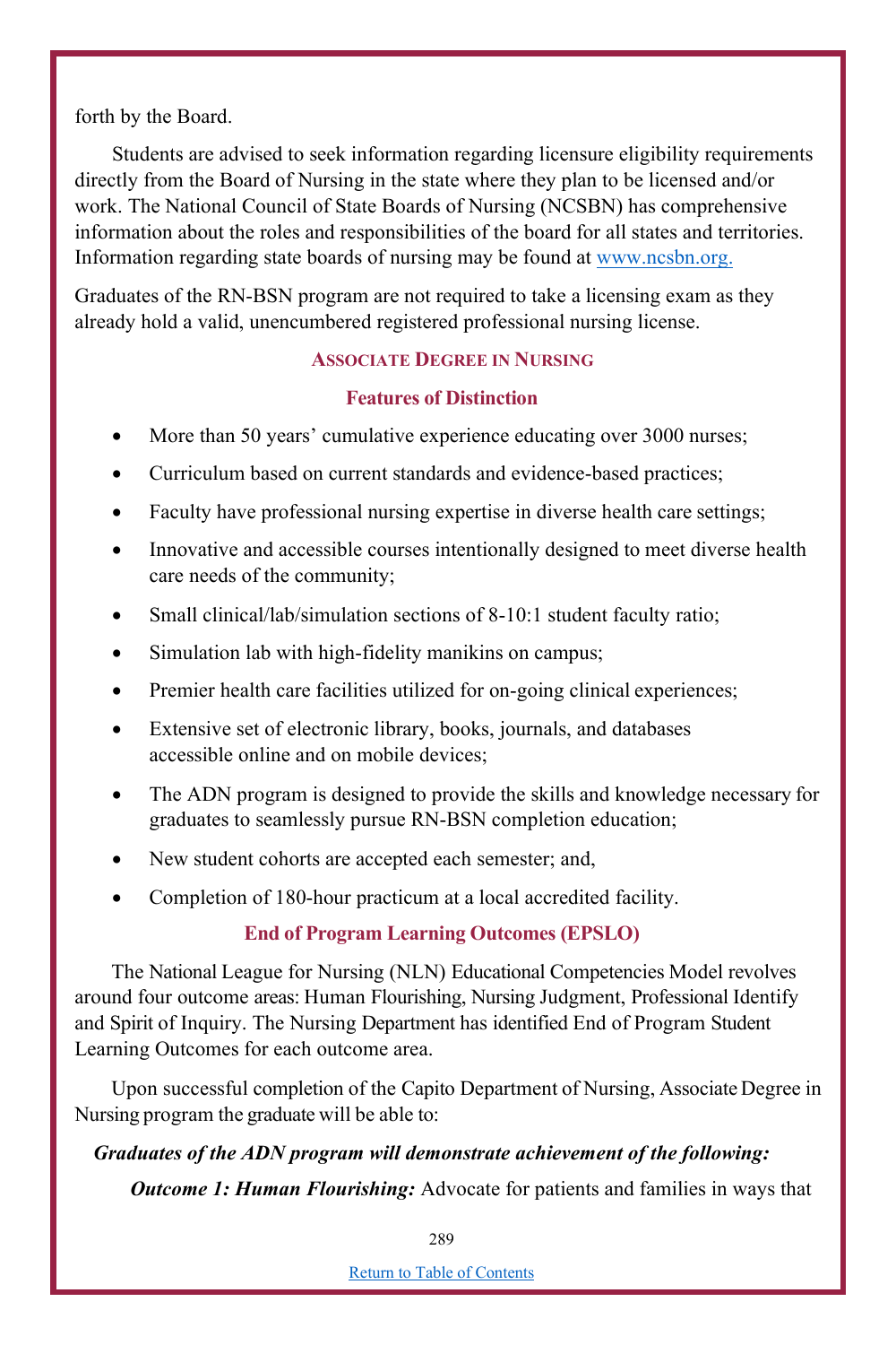forth by the Board.

Students are advised to seek information regarding licensure eligibility requirements directly from the Board of Nursing in the state where they plan to be licensed and/or work. The National Council of State Boards of Nursing (NCSBN) has comprehensive information about the roles and responsibilities of the board for all states and territories. Information regarding state boards of nursing may be found at www.ncsbn.org.

Graduates of the RN-BSN program are not required to take a licensing exam as they already hold a valid, unencumbered registered professional nursing license.

## ASSOCIATE DEGREE IN NURSING

### Features of Distinction

- More than 50 years' cumulative experience educating over 3000 nurses;
- Curriculum based on current standards and evidence-based practices;
- Faculty have professional nursing expertise in diverse health care settings;
- Innovative and accessible courses intentionally designed to meet diverse health care needs of the community;
- Small clinical/lab/simulation sections of 8-10:1 student faculty ratio;
- Simulation lab with high-fidelity manikins on campus;
- Premier health care facilities utilized for on-going clinical experiences;
- Extensive set of electronic library, books, journals, and databases accessible online and on mobile devices;
- The ADN program is designed to provide the skills and knowledge necessary for graduates to seamlessly pursue RN-BSN completion education;
- New student cohorts are accepted each semester; and,
- Completion of 180-hour practicum at a local accredited facility.

### End of Program Learning Outcomes (EPSLO)

The National League for Nursing (NLN) Educational Competencies Model revolves around four outcome areas: Human Flourishing, Nursing Judgment, Professional Identify and Spirit of Inquiry. The Nursing Department has identified End of Program Student Learning Outcomes for each outcome area.

Upon successful completion of the Capito Department of Nursing, Associate Degree in Nursing program the graduate will be able to:

***Graduates of the ADN program will demonstrate achievement of the following:***

***Outcome 1: Human Flourishing:*** Advocate for patients and families in ways that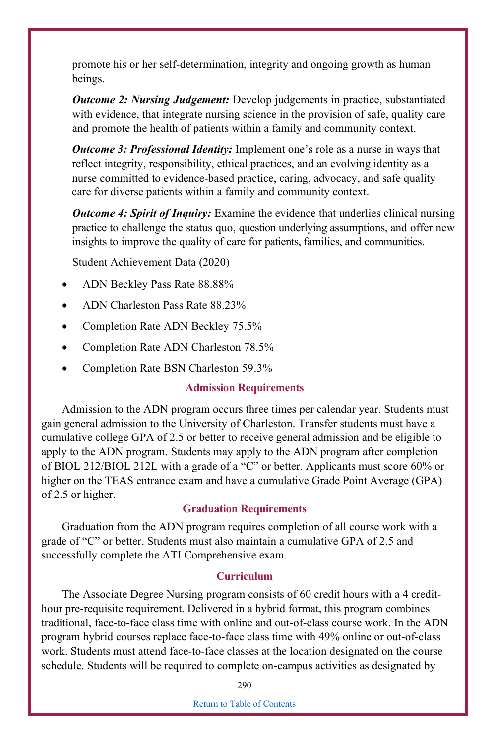promote his or her self-determination, integrity and ongoing growth as human beings.

***Outcome 2: Nursing Judgement:*** Develop judgements in practice, substantiated with evidence, that integrate nursing science in the provision of safe, quality care and promote the health of patients within a family and community context.

***Outcome 3: Professional Identity:*** Implement one's role as a nurse in ways that reflect integrity, responsibility, ethical practices, and an evolving identity as a nurse committed to evidence-based practice, caring, advocacy, and safe quality care for diverse patients within a family and community context.

***Outcome 4: Spirit of Inquiry:*** Examine the evidence that underlies clinical nursing practice to challenge the status quo, question underlying assumptions, and offer new insights to improve the quality of care for patients, families, and communities.

Student Achievement Data (2020)

- ADN Beckley Pass Rate 88.88%
- ADN Charleston Pass Rate 88.23%
- Completion Rate ADN Beckley 75.5%
- Completion Rate ADN Charleston 78.5%
- Completion Rate BSN Charleston 59.3%

## Admission Requirements

Admission to the ADN program occurs three times per calendar year. Students must gain general admission to the University of Charleston. Transfer students must have a cumulative college GPA of 2.5 or better to receive general admission and be eligible to apply to the ADN program. Students may apply to the ADN program after completion of BIOL 212/BIOL 212L with a grade of a "C" or better. Applicants must score 60% or higher on the TEAS entrance exam and have a cumulative Grade Point Average (GPA) of 2.5 or higher.

## Graduation Requirements

Graduation from the ADN program requires completion of all course work with a grade of "C" or better. Students must also maintain a cumulative GPA of 2.5 and successfully complete the ATI Comprehensive exam.

## Curriculum

The Associate Degree Nursing program consists of 60 credit hours with a 4 credit-hour pre-requisite requirement. Delivered in a hybrid format, this program combines traditional, face-to-face class time with online and out-of-class course work. In the ADN program hybrid courses replace face-to-face class time with 49% online or out-of-class work. Students must attend face-to-face classes at the location designated on the course schedule. Students will be required to complete on-campus activities as designated by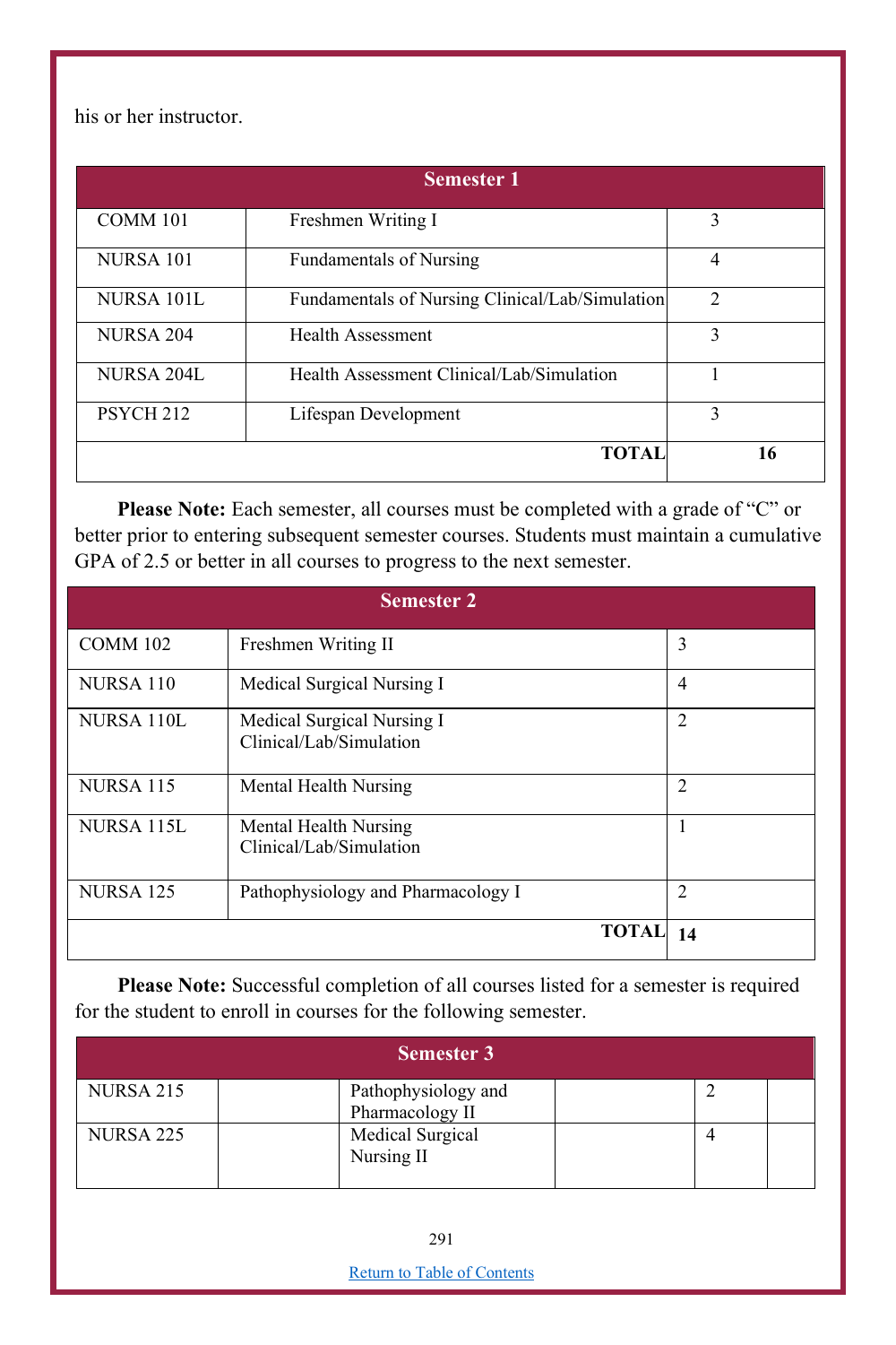his or her instructor.

| Semester 1 | | |
|---|---|---|
| COMM 101 | Freshmen Writing I | 3 |
| NURSA 101 | Fundamentals of Nursing | 4 |
| NURSA 101L | Fundamentals of Nursing Clinical/Lab/Simulation | 2 |
| NURSA 204 | Health Assessment | 3 |
| NURSA 204L | Health Assessment Clinical/Lab/Simulation | 1 |
| PSYCH 212 | Lifespan Development | 3 |
| | **TOTAL** | **16** |

**Please Note:** Each semester, all courses must be completed with a grade of "C" or better prior to entering subsequent semester courses. Students must maintain a cumulative GPA of 2.5 or better in all courses to progress to the next semester.

| Semester 2 | | |
|---|---|---|
| COMM 102 | Freshmen Writing II | 3 |
| NURSA 110 | Medical Surgical Nursing I | 4 |
| NURSA 110L | Medical Surgical Nursing I Clinical/Lab/Simulation | 2 |
| NURSA 115 | Mental Health Nursing | 2 |
| NURSA 115L | Mental Health Nursing Clinical/Lab/Simulation | 1 |
| NURSA 125 | Pathophysiology and Pharmacology I | 2 |
| | **TOTAL** | **14** |

**Please Note:** Successful completion of all courses listed for a semester is required for the student to enroll in courses for the following semester.

| Semester 3 | | | | | |
|---|---|---|---|---|---|
| NURSA 215 | | Pathophysiology and Pharmacology II | | 2 | |
| NURSA 225 | | Medical Surgical Nursing II | | 4 | |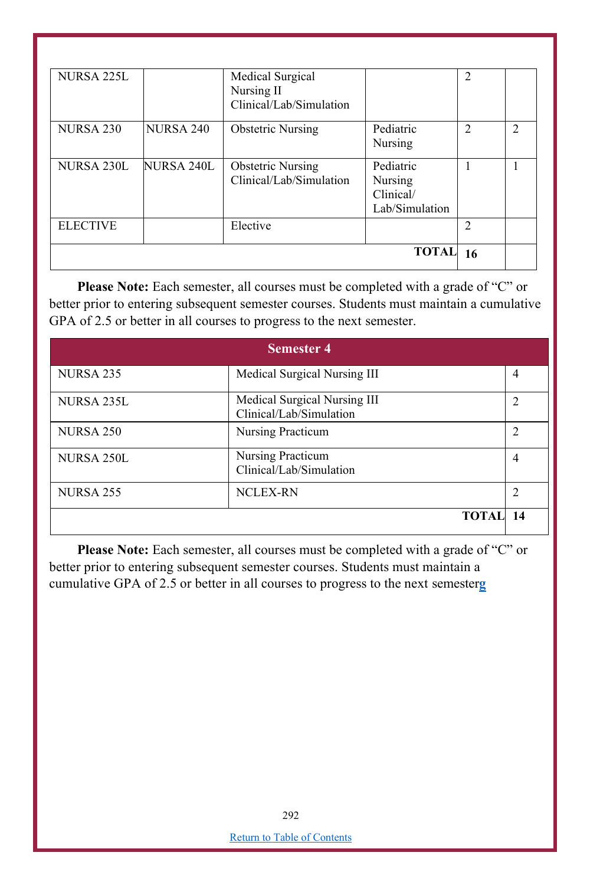| | | | | | |
|---|---|---|---|---|---|
| NURSA 225L | | Medical Surgical Nursing II Clinical/Lab/Simulation | | 2 | |
| NURSA 230 | NURSA 240 | Obstetric Nursing | Pediatric Nursing | 2 | 2 |
| NURSA 230L | NURSA 240L | Obstetric Nursing Clinical/Lab/Simulation | Pediatric Nursing Clinical/ Lab/Simulation | 1 | 1 |
| ELECTIVE | | Elective | | 2 | |
| | | | **TOTAL** | **16** | |

**Please Note:** Each semester, all courses must be completed with a grade of "C" or better prior to entering subsequent semester courses. Students must maintain a cumulative GPA of 2.5 or better in all courses to progress to the next semester.

| **Semester 4** | | |
|---|---|---|
| NURSA 235 | Medical Surgical Nursing III | 4 |
| NURSA 235L | Medical Surgical Nursing III Clinical/Lab/Simulation | 2 |
| NURSA 250 | Nursing Practicum | 2 |
| NURSA 250L | Nursing Practicum Clinical/Lab/Simulation | 4 |
| NURSA 255 | NCLEX-RN | 2 |
| | **TOTAL** | **14** |

**Please Note:** Each semester, all courses must be completed with a grade of "C" or better prior to entering subsequent semester courses. Students must maintain a cumulative GPA of 2.5 or better in all courses to progress to the next semesterg

Return to Table of Contents